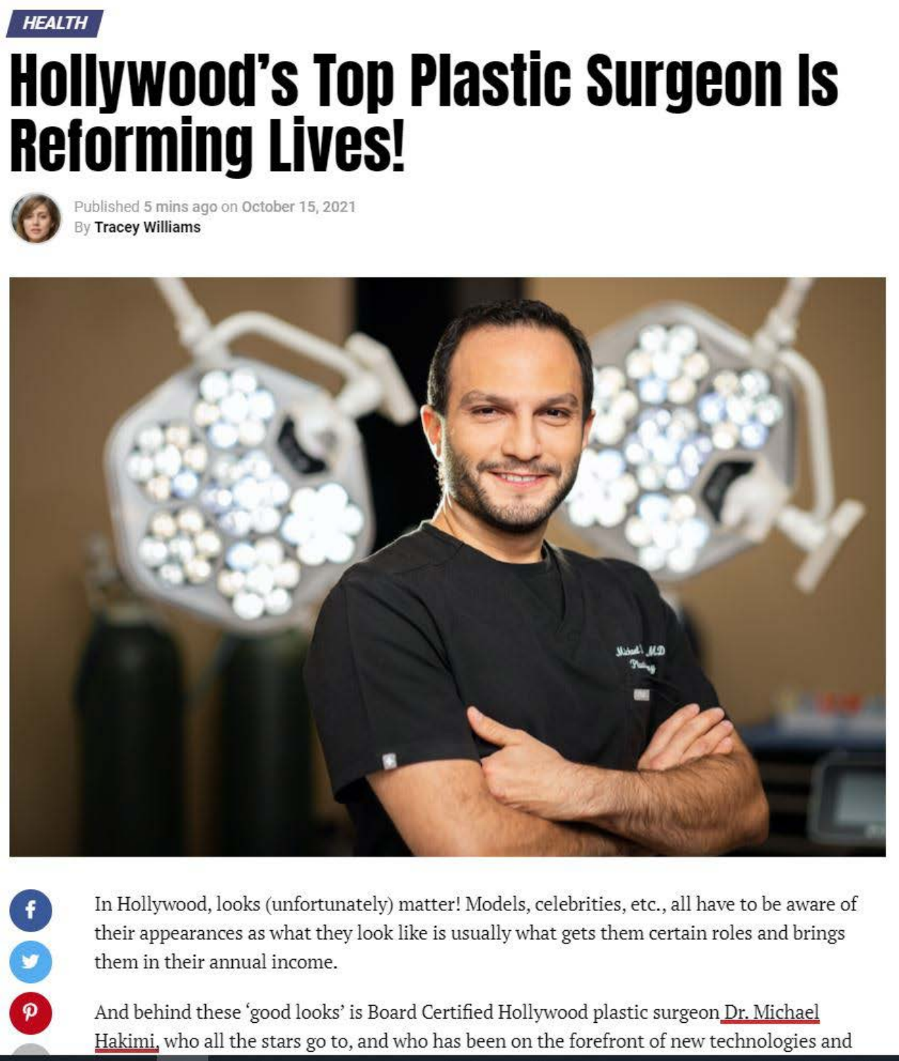HEALTH

# Hollywood's Top Plastic Surgeon Is Reforming Lives!

Published 5 mins ago on October 15, 2021
By Tracey Williams

In Hollywood, looks (unfortunately) matter! Models, celebrities, etc., all have to be aware of their appearances as what they look like is usually what gets them certain roles and brings them in their annual income.

And behind these 'good looks' is Board Certified Hollywood plastic surgeon Dr. Michael Hakimi, who all the stars go to, and who has been on the forefront of new technologies and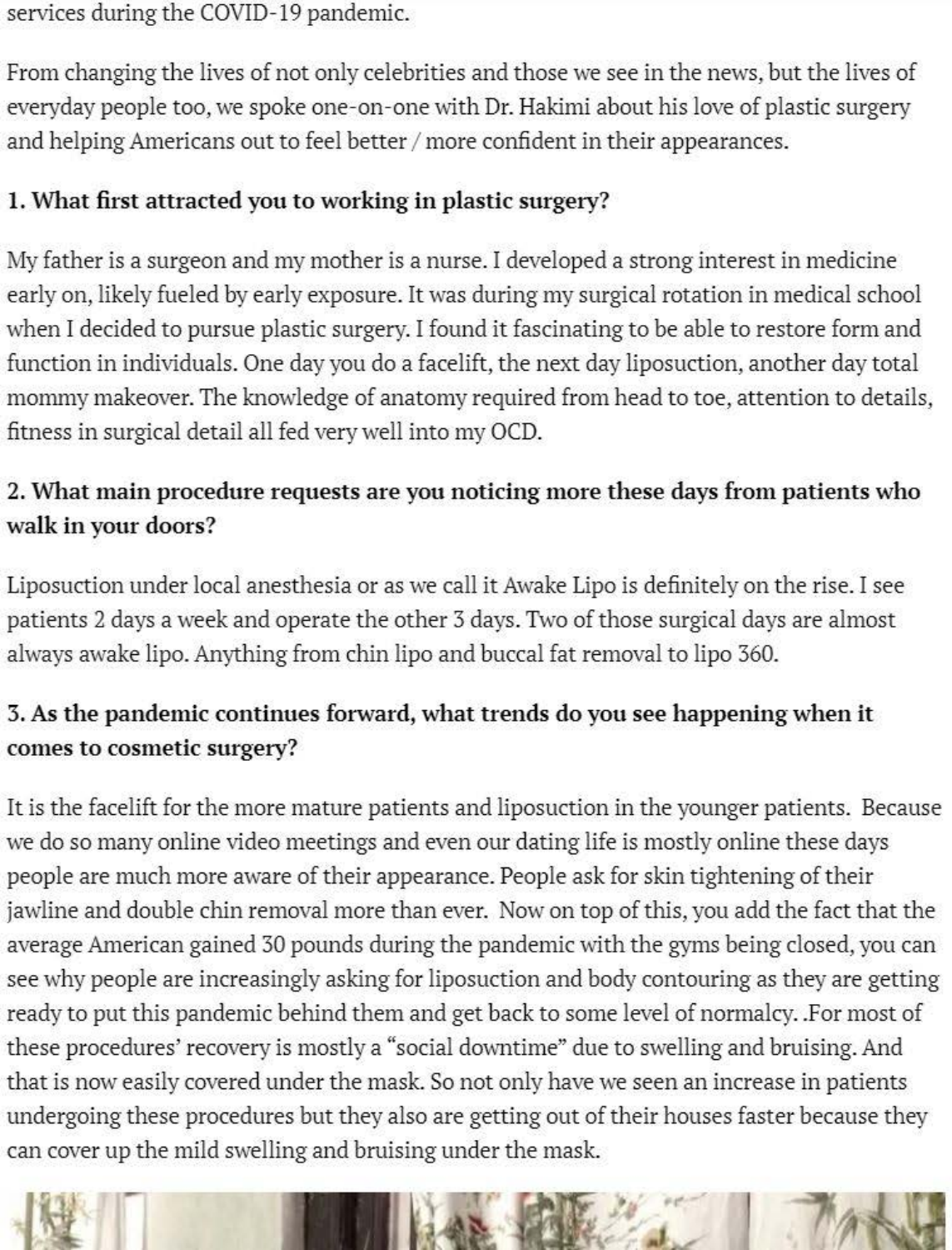services during the COVID-19 pandemic.

From changing the lives of not only celebrities and those we see in the news, but the lives of everyday people too, we spoke one-on-one with Dr. Hakimi about his love of plastic surgery and helping Americans out to feel better / more confident in their appearances.

**1. What first attracted you to working in plastic surgery?**

My father is a surgeon and my mother is a nurse. I developed a strong interest in medicine early on, likely fueled by early exposure. It was during my surgical rotation in medical school when I decided to pursue plastic surgery. I found it fascinating to be able to restore form and function in individuals. One day you do a facelift, the next day liposuction, another day total mommy makeover. The knowledge of anatomy required from head to toe, attention to details, fitness in surgical detail all fed very well into my OCD.

**2. What main procedure requests are you noticing more these days from patients who walk in your doors?**

Liposuction under local anesthesia or as we call it Awake Lipo is definitely on the rise. I see patients 2 days a week and operate the other 3 days. Two of those surgical days are almost always awake lipo. Anything from chin lipo and buccal fat removal to lipo 360.

**3. As the pandemic continues forward, what trends do you see happening when it comes to cosmetic surgery?**

It is the facelift for the more mature patients and liposuction in the younger patients. Because we do so many online video meetings and even our dating life is mostly online these days people are much more aware of their appearance. People ask for skin tightening of their jawline and double chin removal more than ever. Now on top of this, you add the fact that the average American gained 30 pounds during the pandemic with the gyms being closed, you can see why people are increasingly asking for liposuction and body contouring as they are getting ready to put this pandemic behind them and get back to some level of normalcy. .For most of these procedures' recovery is mostly a "social downtime" due to swelling and bruising. And that is now easily covered under the mask. So not only have we seen an increase in patients undergoing these procedures but they also are getting out of their houses faster because they can cover up the mild swelling and bruising under the mask.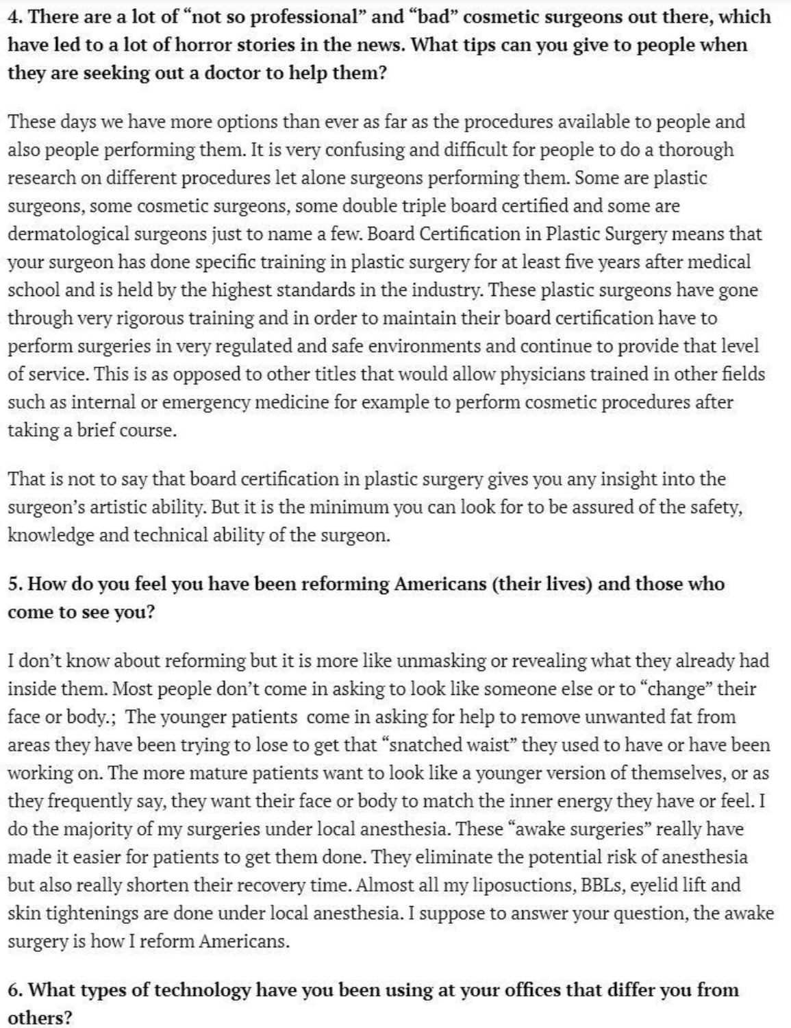**4. There are a lot of "not so professional" and "bad" cosmetic surgeons out there, which have led to a lot of horror stories in the news. What tips can you give to people when they are seeking out a doctor to help them?**

These days we have more options than ever as far as the procedures available to people and also people performing them. It is very confusing and difficult for people to do a thorough research on different procedures let alone surgeons performing them. Some are plastic surgeons, some cosmetic surgeons, some double triple board certified and some are dermatological surgeons just to name a few. Board Certification in Plastic Surgery means that your surgeon has done specific training in plastic surgery for at least five years after medical school and is held by the highest standards in the industry. These plastic surgeons have gone through very rigorous training and in order to maintain their board certification have to perform surgeries in very regulated and safe environments and continue to provide that level of service. This is as opposed to other titles that would allow physicians trained in other fields such as internal or emergency medicine for example to perform cosmetic procedures after taking a brief course.

That is not to say that board certification in plastic surgery gives you any insight into the surgeon's artistic ability. But it is the minimum you can look for to be assured of the safety, knowledge and technical ability of the surgeon.

**5. How do you feel you have been reforming Americans (their lives) and those who come to see you?**

I don't know about reforming but it is more like unmasking or revealing what they already had inside them. Most people don't come in asking to look like someone else or to "change" their face or body.; The younger patients come in asking for help to remove unwanted fat from areas they have been trying to lose to get that "snatched waist" they used to have or have been working on. The more mature patients want to look like a younger version of themselves, or as they frequently say, they want their face or body to match the inner energy they have or feel. I do the majority of my surgeries under local anesthesia. These "awake surgeries" really have made it easier for patients to get them done. They eliminate the potential risk of anesthesia but also really shorten their recovery time. Almost all my liposuctions, BBLs, eyelid lift and skin tightenings are done under local anesthesia. I suppose to answer your question, the awake surgery is how I reform Americans.

**6. What types of technology have you been using at your offices that differ you from others?**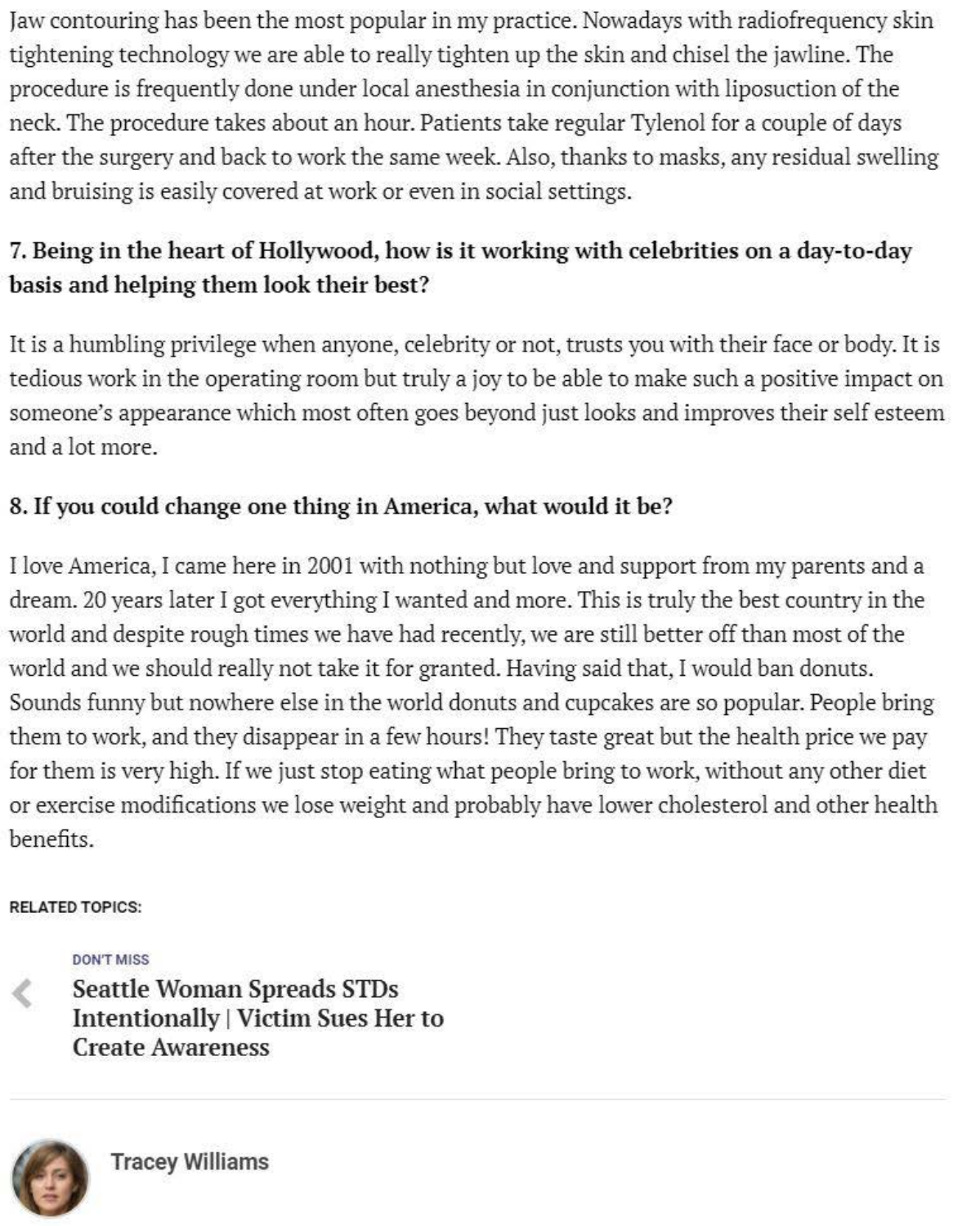Jaw contouring has been the most popular in my practice. Nowadays with radiofrequency skin tightening technology we are able to really tighten up the skin and chisel the jawline. The procedure is frequently done under local anesthesia in conjunction with liposuction of the neck. The procedure takes about an hour. Patients take regular Tylenol for a couple of days after the surgery and back to work the same week. Also, thanks to masks, any residual swelling and bruising is easily covered at work or even in social settings.

### 7. Being in the heart of Hollywood, how is it working with celebrities on a day-to-day basis and helping them look their best?

It is a humbling privilege when anyone, celebrity or not, trusts you with their face or body. It is tedious work in the operating room but truly a joy to be able to make such a positive impact on someone's appearance which most often goes beyond just looks and improves their self esteem and a lot more.

### 8. If you could change one thing in America, what would it be?

I love America, I came here in 2001 with nothing but love and support from my parents and a dream. 20 years later I got everything I wanted and more. This is truly the best country in the world and despite rough times we have had recently, we are still better off than most of the world and we should really not take it for granted. Having said that, I would ban donuts. Sounds funny but nowhere else in the world donuts and cupcakes are so popular. People bring them to work, and they disappear in a few hours! They taste great but the health price we pay for them is very high. If we just stop eating what people bring to work, without any other diet or exercise modifications we lose weight and probably have lower cholesterol and other health benefits.

**RELATED TOPICS:**

DON'T MISS

**Seattle Woman Spreads STDs Intentionally | Victim Sues Her to Create Awareness**

**Tracey Williams**